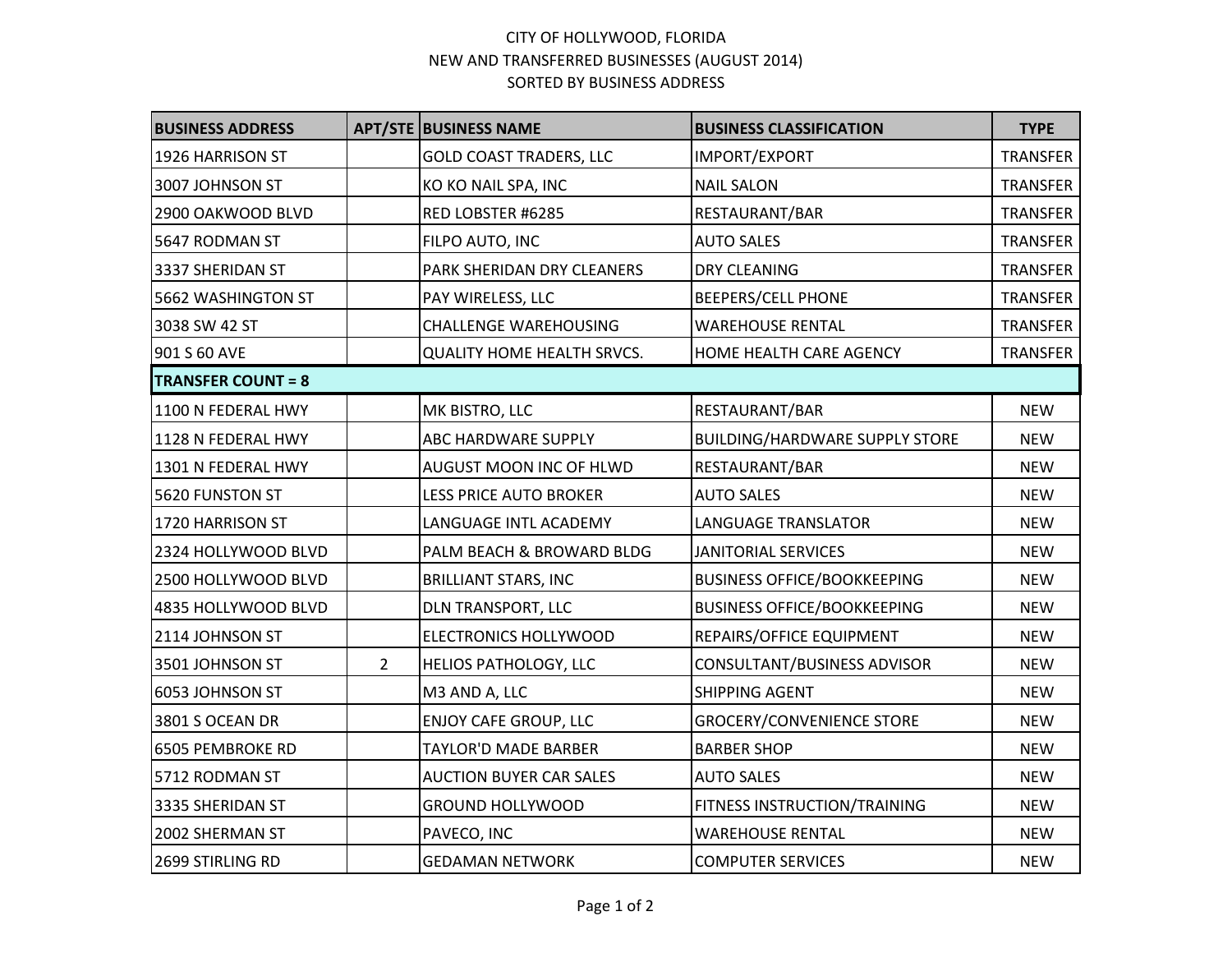# CITY OF HOLLYWOOD, FLORIDA
## NEW AND TRANSFERRED BUSINESSES (AUGUST 2014)
### SORTED BY BUSINESS ADDRESS

| BUSINESS ADDRESS | APT/STE | BUSINESS NAME | BUSINESS CLASSIFICATION | TYPE |
|---|---|---|---|---|
| 1926 HARRISON ST | | GOLD COAST TRADERS, LLC | IMPORT/EXPORT | TRANSFER |
| 3007 JOHNSON ST | | KO KO NAIL SPA, INC | NAIL SALON | TRANSFER |
| 2900 OAKWOOD BLVD | | RED LOBSTER #6285 | RESTAURANT/BAR | TRANSFER |
| 5647 RODMAN ST | | FILPO AUTO, INC | AUTO SALES | TRANSFER |
| 3337 SHERIDAN ST | | PARK SHERIDAN DRY CLEANERS | DRY CLEANING | TRANSFER |
| 5662 WASHINGTON ST | | PAY WIRELESS, LLC | BEEPERS/CELL PHONE | TRANSFER |
| 3038 SW 42 ST | | CHALLENGE WAREHOUSING | WAREHOUSE RENTAL | TRANSFER |
| 901 S 60 AVE | | QUALITY HOME HEALTH SRVCS. | HOME HEALTH CARE AGENCY | TRANSFER |
| **TRANSFER COUNT = 8** | | | | |
| 1100 N FEDERAL HWY | | MK BISTRO, LLC | RESTAURANT/BAR | NEW |
| 1128 N FEDERAL HWY | | ABC HARDWARE SUPPLY | BUILDING/HARDWARE SUPPLY STORE | NEW |
| 1301 N FEDERAL HWY | | AUGUST MOON INC OF HLWD | RESTAURANT/BAR | NEW |
| 5620 FUNSTON ST | | LESS PRICE AUTO BROKER | AUTO SALES | NEW |
| 1720 HARRISON ST | | LANGUAGE INTL ACADEMY | LANGUAGE TRANSLATOR | NEW |
| 2324 HOLLYWOOD BLVD | | PALM BEACH & BROWARD BLDG | JANITORIAL SERVICES | NEW |
| 2500 HOLLYWOOD BLVD | | BRILLIANT STARS, INC | BUSINESS OFFICE/BOOKKEEPING | NEW |
| 4835 HOLLYWOOD BLVD | | DLN TRANSPORT, LLC | BUSINESS OFFICE/BOOKKEEPING | NEW |
| 2114 JOHNSON ST | | ELECTRONICS HOLLYWOOD | REPAIRS/OFFICE EQUIPMENT | NEW |
| 3501 JOHNSON ST | 2 | HELIOS PATHOLOGY, LLC | CONSULTANT/BUSINESS ADVISOR | NEW |
| 6053 JOHNSON ST | | M3 AND A, LLC | SHIPPING AGENT | NEW |
| 3801 S OCEAN DR | | ENJOY CAFE GROUP, LLC | GROCERY/CONVENIENCE STORE | NEW |
| 6505 PEMBROKE RD | | TAYLOR'D MADE BARBER | BARBER SHOP | NEW |
| 5712 RODMAN ST | | AUCTION BUYER CAR SALES | AUTO SALES | NEW |
| 3335 SHERIDAN ST | | GROUND HOLLYWOOD | FITNESS INSTRUCTION/TRAINING | NEW |
| 2002 SHERMAN ST | | PAVECO, INC | WAREHOUSE RENTAL | NEW |
| 2699 STIRLING RD | | GEDAMAN NETWORK | COMPUTER SERVICES | NEW |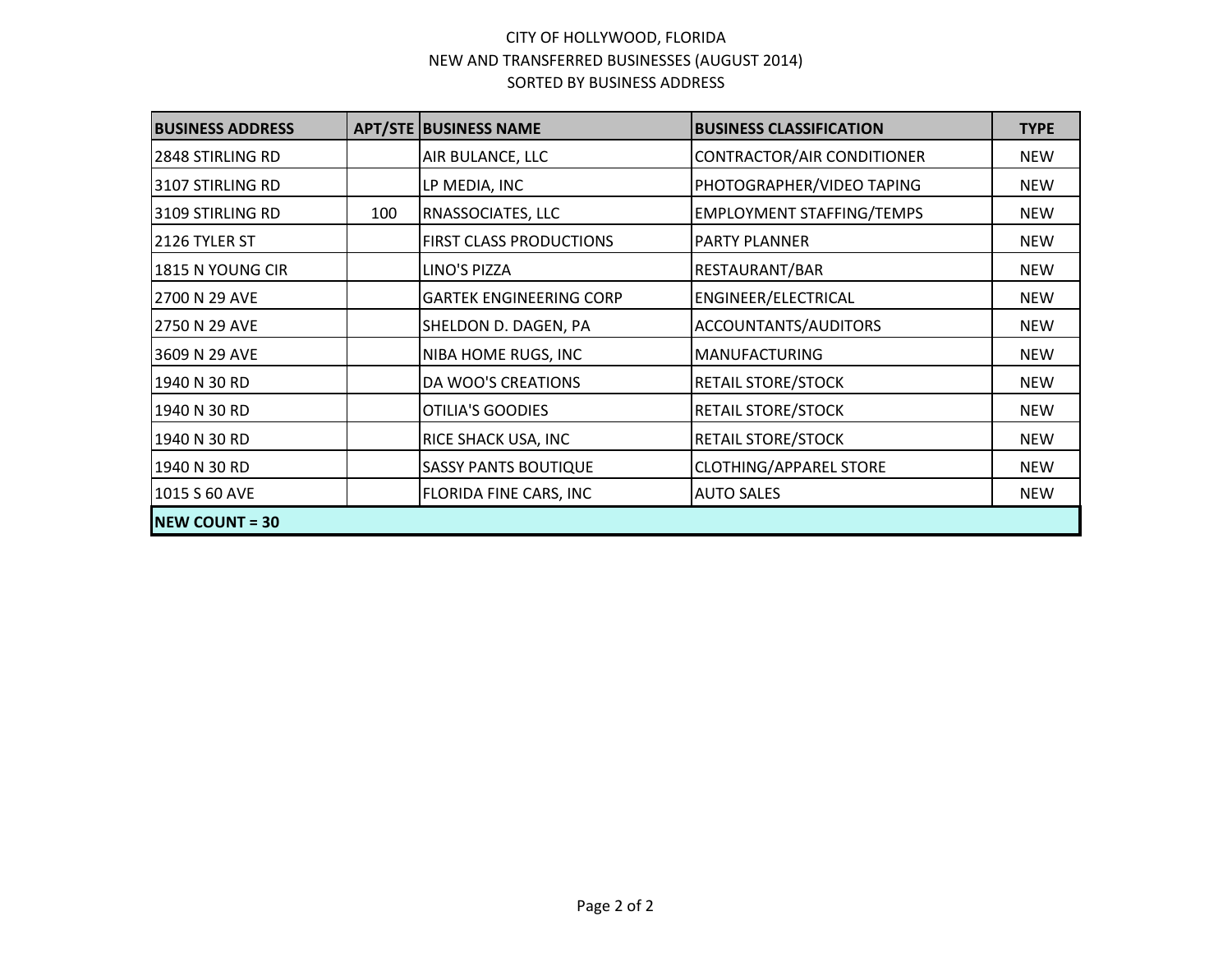CITY OF HOLLYWOOD, FLORIDA
NEW AND TRANSFERRED BUSINESSES (AUGUST 2014)
SORTED BY BUSINESS ADDRESS

| BUSINESS ADDRESS | APT/STE | BUSINESS NAME | BUSINESS CLASSIFICATION | TYPE |
|---|---|---|---|---|
| 2848 STIRLING RD | | AIR BULANCE, LLC | CONTRACTOR/AIR CONDITIONER | NEW |
| 3107 STIRLING RD | | LP MEDIA, INC | PHOTOGRAPHER/VIDEO TAPING | NEW |
| 3109 STIRLING RD | 100 | RNASSOCIATES, LLC | EMPLOYMENT STAFFING/TEMPS | NEW |
| 2126 TYLER ST | | FIRST CLASS PRODUCTIONS | PARTY PLANNER | NEW |
| 1815 N YOUNG CIR | | LINO'S PIZZA | RESTAURANT/BAR | NEW |
| 2700 N 29 AVE | | GARTEK ENGINEERING CORP | ENGINEER/ELECTRICAL | NEW |
| 2750 N 29 AVE | | SHELDON D. DAGEN, PA | ACCOUNTANTS/AUDITORS | NEW |
| 3609 N 29 AVE | | NIBA HOME RUGS, INC | MANUFACTURING | NEW |
| 1940 N 30 RD | | DA WOO'S CREATIONS | RETAIL STORE/STOCK | NEW |
| 1940 N 30 RD | | OTILIA'S GOODIES | RETAIL STORE/STOCK | NEW |
| 1940 N 30 RD | | RICE SHACK USA, INC | RETAIL STORE/STOCK | NEW |
| 1940 N 30 RD | | SASSY PANTS BOUTIQUE | CLOTHING/APPAREL STORE | NEW |
| 1015 S 60 AVE | | FLORIDA FINE CARS, INC | AUTO SALES | NEW |
| **NEW COUNT = 30** | | | | |